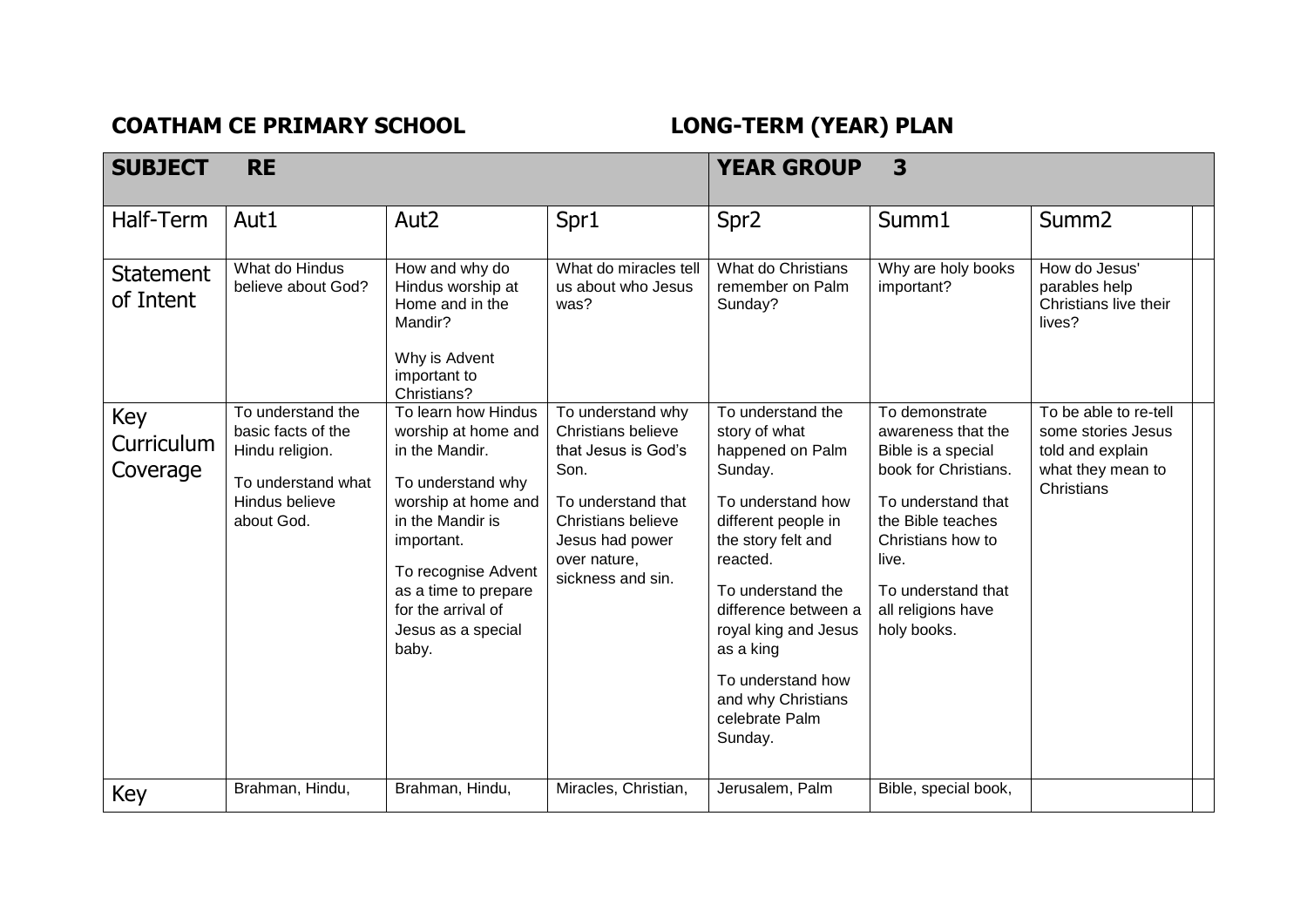**COATHAM CE PRIMARY SCHOOL** **LONG-TERM (YEAR) PLAN**

| **SUBJECT RE** | | | | **YEAR GROUP 3** | | | |
|---|---|---|---|---|---|---|---|
| Half-Term | Aut1 | Aut2 | Spr1 | Spr2 | Summ1 | Summ2 | |
| Statement of Intent | What do Hindus believe about God? | How and why do Hindus worship at Home and in the Mandir?<br><br>Why is Advent important to Christians? | What do miracles tell us about who Jesus was? | What do Christians remember on Palm Sunday? | Why are holy books important? | How do Jesus' parables help Christians live their lives? | |
| Key Curriculum Coverage | To understand the basic facts of the Hindu religion.<br><br>To understand what Hindus believe about God. | To learn how Hindus worship at home and in the Mandir.<br><br>To understand why worship at home and in the Mandir is important.<br><br>To recognise Advent as a time to prepare for the arrival of Jesus as a special baby. | To understand why Christians believe that Jesus is God's Son.<br><br>To understand that Christians believe Jesus had power over nature, sickness and sin. | To understand the story of what happened on Palm Sunday.<br><br>To understand how different people in the story felt and reacted.<br><br>To understand the difference between a royal king and Jesus as a king<br><br>To understand how and why Christians celebrate Palm Sunday. | To demonstrate awareness that the Bible is a special book for Christians.<br><br>To understand that the Bible teaches Christians how to live.<br><br>To understand that all religions have holy books. | To be able to re-tell some stories Jesus told and explain what they mean to Christians | |
| Key | Brahman, Hindu, | Brahman, Hindu, | Miracles, Christian, | Jerusalem, Palm | Bible, special book, | | |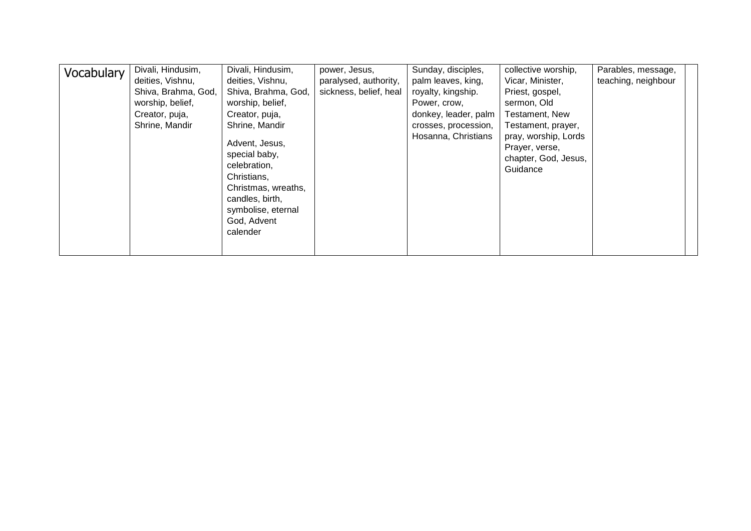| | | | | | | | |
|---|---|---|---|---|---|---|---|
| Vocabulary | Divali, Hindusim, deities, Vishnu, Shiva, Brahma, God, worship, belief, Creator, puja, Shrine, Mandir | Divali, Hindusim, deities, Vishnu, Shiva, Brahma, God, worship, belief, Creator, puja, Shrine, Mandir<br><br>Advent, Jesus, special baby, celebration, Christians, Christmas, wreaths, candles, birth, symbolise, eternal God, Advent calender | power, Jesus, paralysed, authority, sickness, belief, heal | Sunday, disciples, palm leaves, king, royalty, kingship. Power, crow, donkey, leader, palm crosses, procession, Hosanna, Christians | collective worship, Vicar, Minister, Priest, gospel, sermon, Old Testament, New Testament, prayer, pray, worship, Lords Prayer, verse, chapter, God, Jesus, Guidance | Parables, message, teaching, neighbour | |